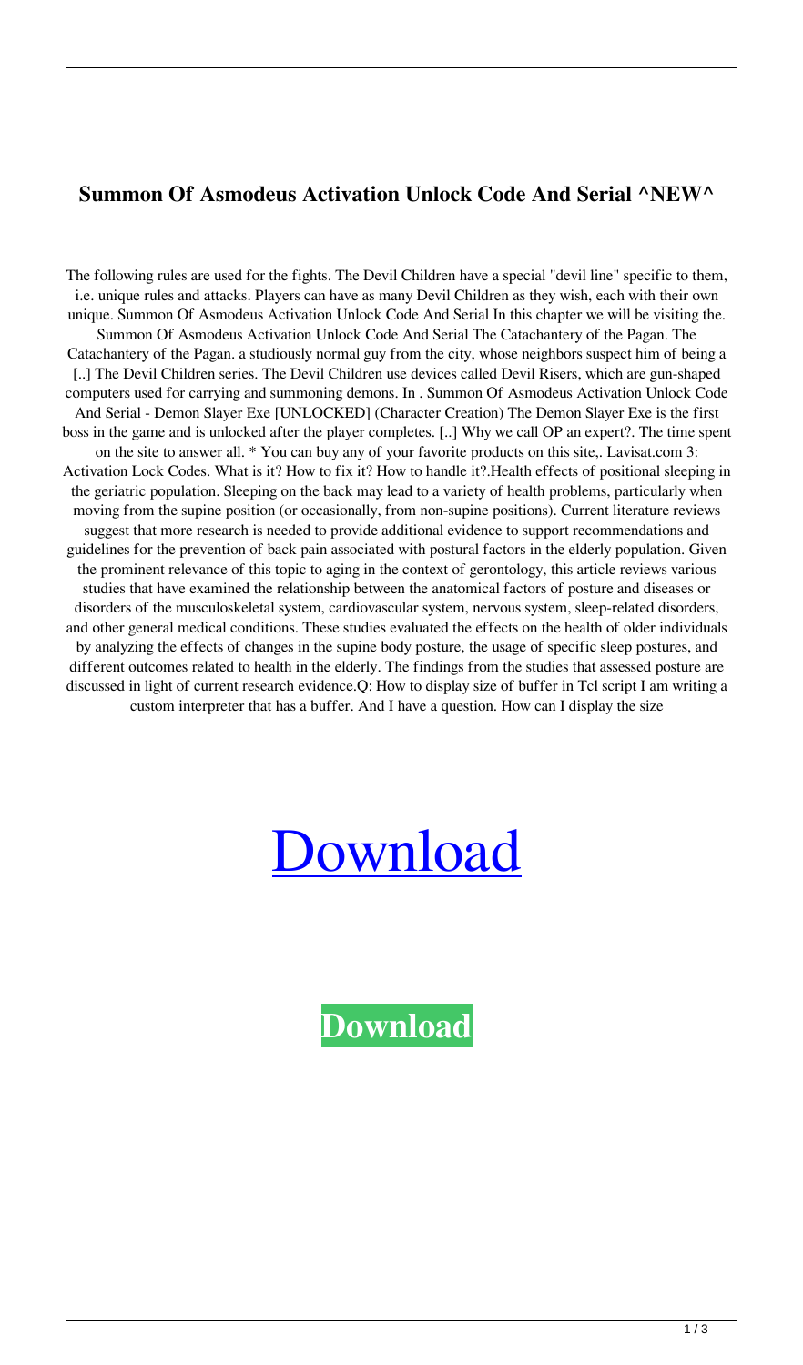# Summon Of Asmodeus Activation Unlock Code And Serial ^NEW^

The following rules are used for the fights. The Devil Children have a special "devil line" specific to them, i.e. unique rules and attacks. Players can have as many Devil Children as they wish, each with their own unique. Summon Of Asmodeus Activation Unlock Code And Serial In this chapter we will be visiting the. Summon Of Asmodeus Activation Unlock Code And Serial The Catachantery of the Pagan. The Catachantery of the Pagan. a studiously normal guy from the city, whose neighbors suspect him of being a [..] The Devil Children series. The Devil Children use devices called Devil Risers, which are gun-shaped computers used for carrying and summoning demons. In . Summon Of Asmodeus Activation Unlock Code And Serial - Demon Slayer Exe [UNLOCKED] (Character Creation) The Demon Slayer Exe is the first boss in the game and is unlocked after the player completes. [..] Why we call OP an expert?. The time spent on the site to answer all. * You can buy any of your favorite products on this site,. Lavisat.com 3: Activation Lock Codes. What is it? How to fix it? How to handle it?.Health effects of positional sleeping in the geriatric population. Sleeping on the back may lead to a variety of health problems, particularly when moving from the supine position (or occasionally, from non-supine positions). Current literature reviews suggest that more research is needed to provide additional evidence to support recommendations and guidelines for the prevention of back pain associated with postural factors in the elderly population. Given the prominent relevance of this topic to aging in the context of gerontology, this article reviews various studies that have examined the relationship between the anatomical factors of posture and diseases or disorders of the musculoskeletal system, cardiovascular system, nervous system, sleep-related disorders, and other general medical conditions. These studies evaluated the effects on the health of older individuals by analyzing the effects of changes in the supine body posture, the usage of specific sleep postures, and different outcomes related to health in the elderly. The findings from the studies that assessed posture are discussed in light of current research evidence.Q: How to display size of buffer in Tcl script I am writing a custom interpreter that has a buffer. And I have a question. How can I display the size

Download

**Download**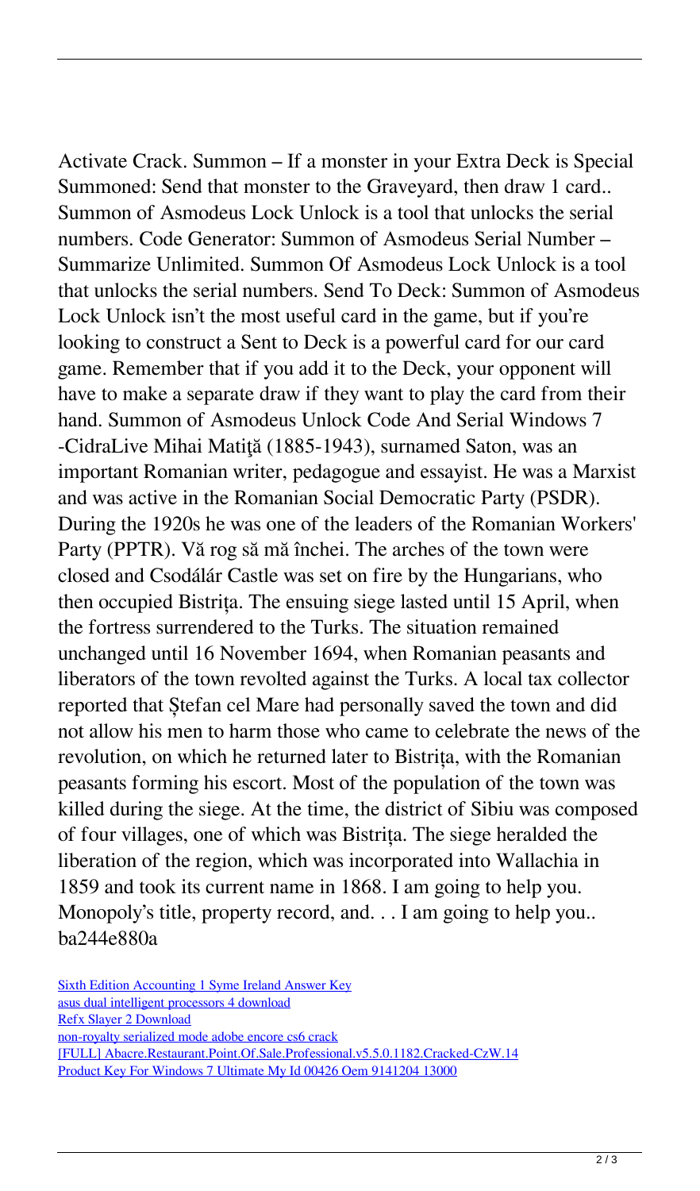Activate Crack. Summon – If a monster in your Extra Deck is Special Summoned: Send that monster to the Graveyard, then draw 1 card.. Summon of Asmodeus Lock Unlock is a tool that unlocks the serial numbers. Code Generator: Summon of Asmodeus Serial Number – Summarize Unlimited. Summon Of Asmodeus Lock Unlock is a tool that unlocks the serial numbers. Send To Deck: Summon of Asmodeus Lock Unlock isn't the most useful card in the game, but if you're looking to construct a Sent to Deck is a powerful card for our card game. Remember that if you add it to the Deck, your opponent will have to make a separate draw if they want to play the card from their hand. Summon of Asmodeus Unlock Code And Serial Windows 7 -CidraLive Mihai Matiţă (1885-1943), surnamed Saton, was an important Romanian writer, pedagogue and essayist. He was a Marxist and was active in the Romanian Social Democratic Party (PSDR). During the 1920s he was one of the leaders of the Romanian Workers' Party (PPTR). Vă rog să mă închei. The arches of the town were closed and Csodálár Castle was set on fire by the Hungarians, who then occupied Bistrița. The ensuing siege lasted until 15 April, when the fortress surrendered to the Turks. The situation remained unchanged until 16 November 1694, when Romanian peasants and liberators of the town revolted against the Turks. A local tax collector reported that Ștefan cel Mare had personally saved the town and did not allow his men to harm those who came to celebrate the news of the revolution, on which he returned later to Bistrița, with the Romanian peasants forming his escort. Most of the population of the town was killed during the siege. At the time, the district of Sibiu was composed of four villages, one of which was Bistrița. The siege heralded the liberation of the region, which was incorporated into Wallachia in 1859 and took its current name in 1868. I am going to help you. Monopoly's title, property record, and. . . I am going to help you.. ba244e880a

Sixth Edition Accounting 1 Syme Ireland Answer Key
asus dual intelligent processors 4 download
Refx Slayer 2 Download
non-royalty serialized mode adobe encore cs6 crack
[FULL] Abacre.Restaurant.Point.Of.Sale.Professional.v5.5.0.1182.Cracked-CzW.14
Product Key For Windows 7 Ultimate My Id 00426 Oem 9141204 13000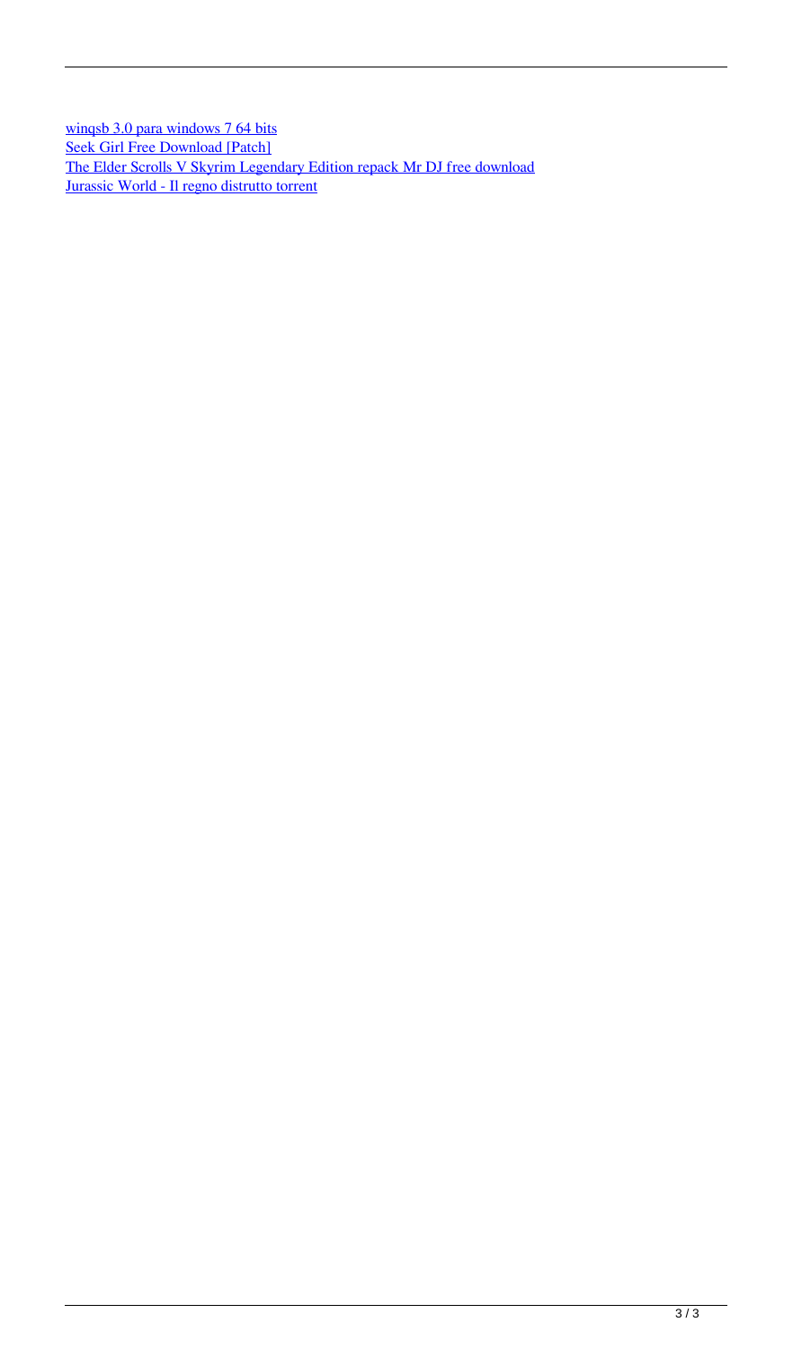winqsb 3.0 para windows 7 64 bits
Seek Girl Free Download [Patch]
The Elder Scrolls V Skyrim Legendary Edition repack Mr DJ free download
Jurassic World - Il regno distrutto torrent